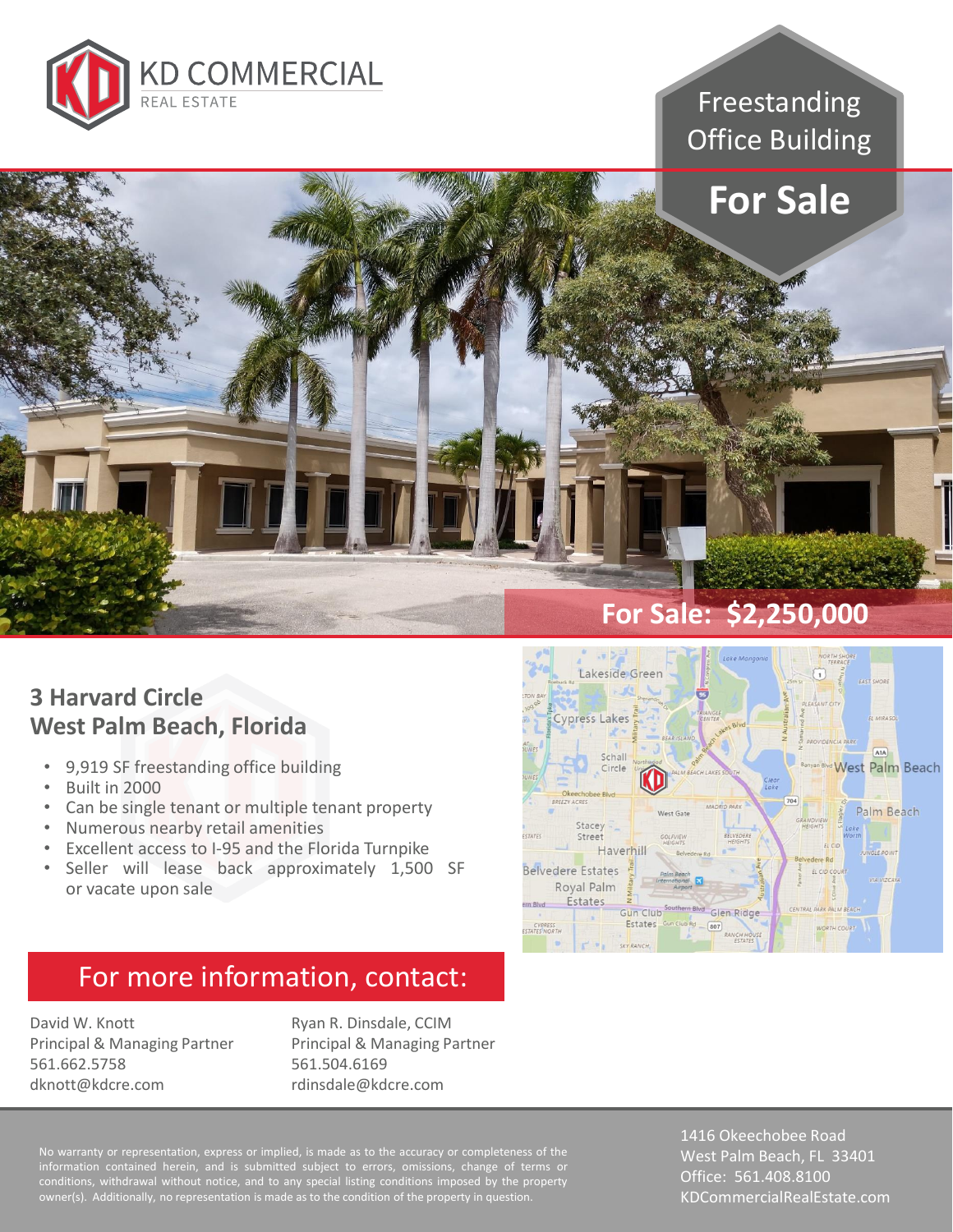KD COMMERCIAL
REAL ESTATE

# Freestanding Office Building

# For Sale

## For Sale: $2,250,000

## 3 Harvard Circle
## West Palm Beach, Florida

- 9,919 SF freestanding office building
- Built in 2000
- Can be single tenant or multiple tenant property
- Numerous nearby retail amenities
- Excellent access to I-95 and the Florida Turnpike
- Seller will lease back approximately 1,500 SF or vacate upon sale

## For more information, contact:

David W. Knott
Principal & Managing Partner
561.662.5758
dknott@kdcre.com

Ryan R. Dinsdale, CCIM
Principal & Managing Partner
561.504.6169
rdinsdale@kdcre.com

No warranty or representation, express or implied, is made as to the accuracy or completeness of the information contained herein, and is submitted subject to errors, omissions, change of terms or conditions, withdrawal without notice, and to any special listing conditions imposed by the property owner(s). Additionally, no representation is made as to the condition of the property in question.

1416 Okeechobee Road
West Palm Beach, FL 33401
Office: 561.408.8100
KDCommercialRealEstate.com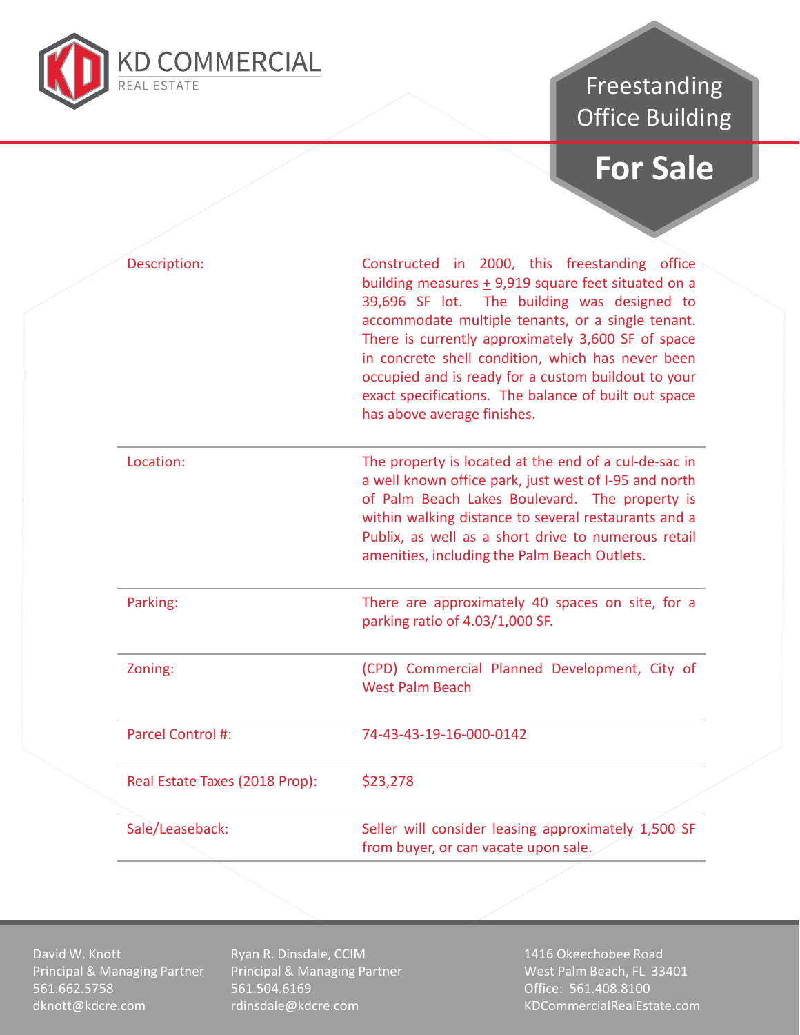KD COMMERCIAL
REAL ESTATE

# Freestanding Office Building

## For Sale

| | |
|---|---|
| Description: | Constructed in 2000, this freestanding office building measures ± 9,919 square feet situated on a 39,696 SF lot. The building was designed to accommodate multiple tenants, or a single tenant. There is currently approximately 3,600 SF of space in concrete shell condition, which has never been occupied and is ready for a custom buildout to your exact specifications. The balance of built out space has above average finishes. |
| Location: | The property is located at the end of a cul-de-sac in a well known office park, just west of I-95 and north of Palm Beach Lakes Boulevard. The property is within walking distance to several restaurants and a Publix, as well as a short drive to numerous retail amenities, including the Palm Beach Outlets. |
| Parking: | There are approximately 40 spaces on site, for a parking ratio of 4.03/1,000 SF. |
| Zoning: | (CPD) Commercial Planned Development, City of West Palm Beach |
| Parcel Control #: | 74-43-43-19-16-000-0142 |
| Real Estate Taxes (2018 Prop): | $23,278 |
| Sale/Leaseback: | Seller will consider leasing approximately 1,500 SF from buyer, or can vacate upon sale. |

David W. Knott
Principal & Managing Partner
561.662.5758
dknott@kdcre.com

Ryan R. Dinsdale, CCIM
Principal & Managing Partner
561.504.6169
rdinsdale@kdcre.com

1416 Okeechobee Road
West Palm Beach, FL 33401
Office: 561.408.8100
KDCommercialRealEstate.com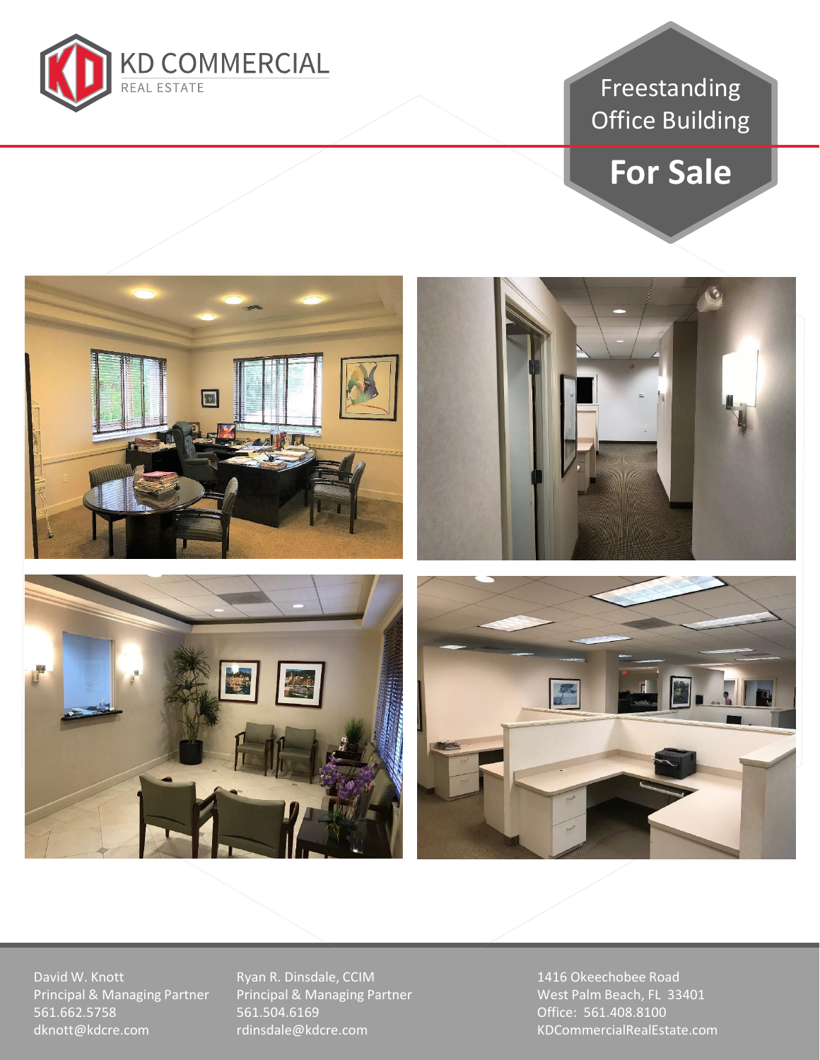KD COMMERCIAL
REAL ESTATE

# Freestanding Office Building

## For Sale

David W. Knott
Principal & Managing Partner
561.662.5758
dknott@kdcre.com

Ryan R. Dinsdale, CCIM
Principal & Managing Partner
561.504.6169
rdinsdale@kdcre.com

1416 Okeechobee Road
West Palm Beach, FL 33401
Office: 561.408.8100
KDCommercialRealEstate.com